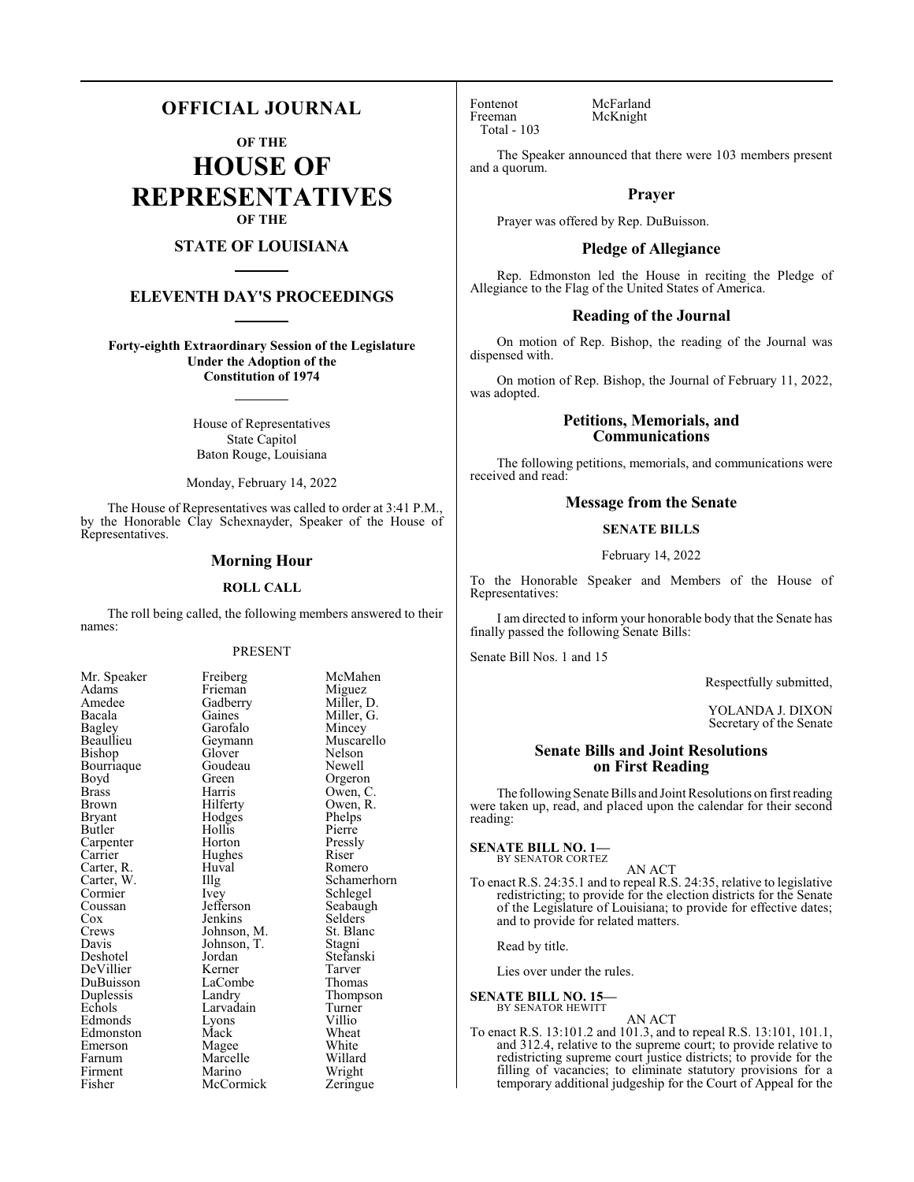# OFFICIAL JOURNAL

**OF THE**

# HOUSE OF REPRESENTATIVES

**OF THE**

## STATE OF LOUISIANA

## ELEVENTH DAY'S PROCEEDINGS

**Forty-eighth Extraordinary Session of the Legislature Under the Adoption of the Constitution of 1974**

House of Representatives
State Capitol
Baton Rouge, Louisiana

Monday, February 14, 2022

The House of Representatives was called to order at 3:41 P.M., by the Honorable Clay Schexnayder, Speaker of the House of Representatives.

## Morning Hour

### ROLL CALL

The roll being called, the following members answered to their names:

PRESENT

| | | |
|---|---|---|
| Mr. Speaker | Freiberg | McMahen |
| Adams | Frieman | Miguez |
| Amedee | Gadberry | Miller, D. |
| Bacala | Gaines | Miller, G. |
| Bagley | Garofalo | Mincey |
| Beaullieu | Geymann | Muscarello |
| Bishop | Glover | Nelson |
| Bourriaque | Goudeau | Newell |
| Boyd | Green | Orgeron |
| Brass | Harris | Owen, C. |
| Brown | Hilferty | Owen, R. |
| Bryant | Hodges | Phelps |
| Butler | Hollis | Pierre |
| Carpenter | Horton | Pressly |
| Carrier | Hughes | Riser |
| Carter, R. | Huval | Romero |
| Carter, W. | Illg | Schamerhorn |
| Cormier | Ivey | Schlegel |
| Coussan | Jefferson | Seabaugh |
| Cox | Jenkins | Selders |
| Crews | Johnson, M. | St. Blanc |
| Davis | Johnson, T. | Stagni |
| Deshotel | Jordan | Stefanski |
| DeVillier | Kerner | Tarver |
| DuBuisson | LaCombe | Thomas |
| Duplessis | Landry | Thompson |
| Echols | Larvadain | Turner |
| Edmonds | Lyons | Villio |
| Edmonston | Mack | Wheat |
| Emerson | Magee | White |
| Farnum | Marcelle | Willard |
| Firment | Marino | Wright |
| Fisher | McCormick | Zeringue |
| Fontenot | McFarland | |
| Freeman | McKnight | |

Total - 103

The Speaker announced that there were 103 members present and a quorum.

## Prayer

Prayer was offered by Rep. DuBuisson.

## Pledge of Allegiance

Rep. Edmonston led the House in reciting the Pledge of Allegiance to the Flag of the United States of America.

## Reading of the Journal

On motion of Rep. Bishop, the reading of the Journal was dispensed with.

On motion of Rep. Bishop, the Journal of February 11, 2022, was adopted.

## Petitions, Memorials, and Communications

The following petitions, memorials, and communications were received and read:

## Message from the Senate

### SENATE BILLS

February 14, 2022

To the Honorable Speaker and Members of the House of Representatives:

I am directed to inform your honorable body that the Senate has finally passed the following Senate Bills:

Senate Bill Nos. 1 and 15

Respectfully submitted,

YOLANDA J. DIXON
Secretary of the Senate

## Senate Bills and Joint Resolutions on First Reading

The following Senate Bills and Joint Resolutions on first reading were taken up, read, and placed upon the calendar for their second reading:

**SENATE BILL NO. 1—**
BY SENATOR CORTEZ

AN ACT

To enact R.S. 24:35.1 and to repeal R.S. 24:35, relative to legislative redistricting; to provide for the election districts for the Senate of the Legislature of Louisiana; to provide for effective dates; and to provide for related matters.

Read by title.

Lies over under the rules.

**SENATE BILL NO. 15—**
BY SENATOR HEWITT

AN ACT

To enact R.S. 13:101.2 and 101.3, and to repeal R.S. 13:101, 101.1, and 312.4, relative to the supreme court; to provide relative to redistricting supreme court justice districts; to provide for the filling of vacancies; to eliminate statutory provisions for a temporary additional judgeship for the Court of Appeal for the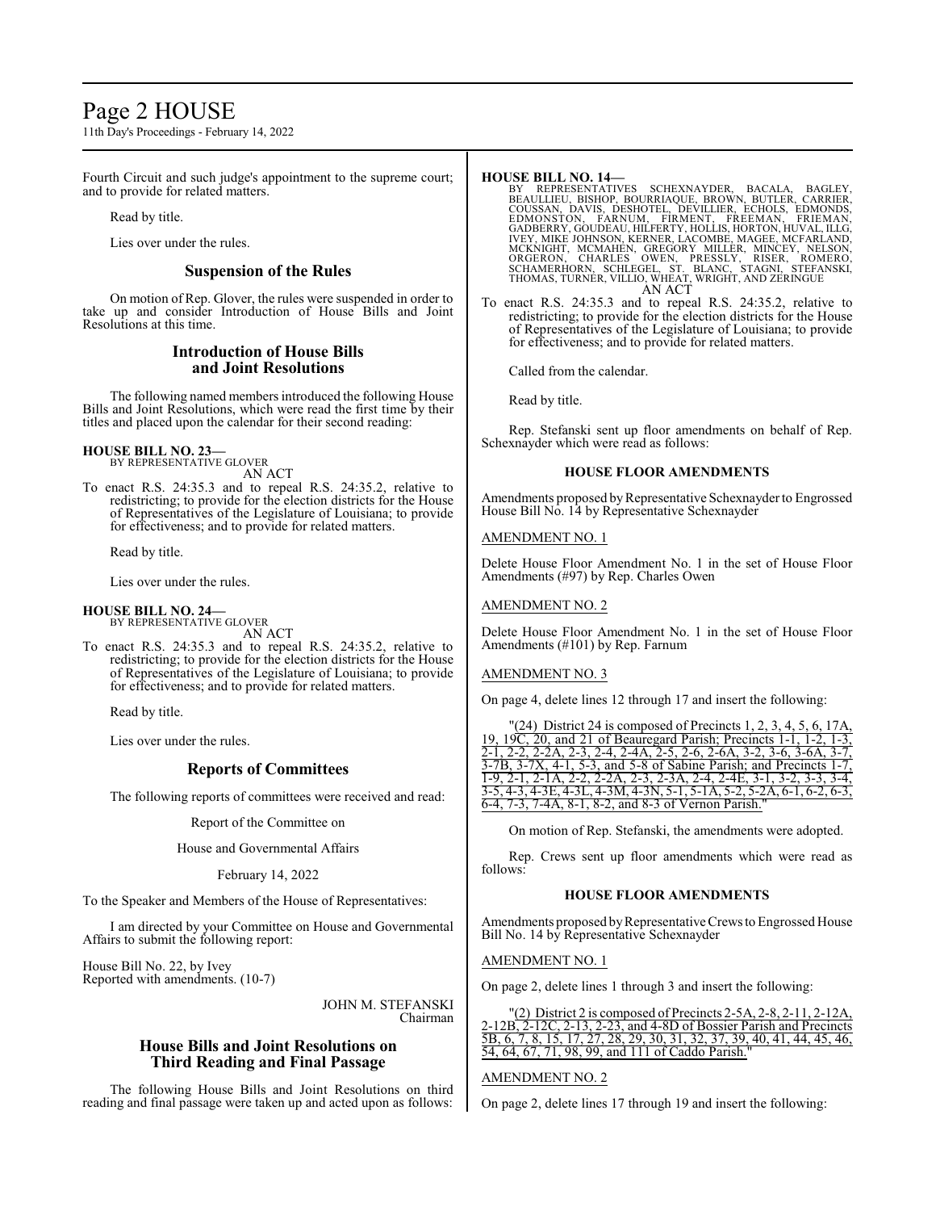Fourth Circuit and such judge's appointment to the supreme court; and to provide for related matters.

Read by title.

Lies over under the rules.

## Suspension of the Rules

On motion of Rep. Glover, the rules were suspended in order to take up and consider Introduction of House Bills and Joint Resolutions at this time.

## Introduction of House Bills and Joint Resolutions

The following named members introduced the following House Bills and Joint Resolutions, which were read the first time by their titles and placed upon the calendar for their second reading:

**HOUSE BILL NO. 23—**
BY REPRESENTATIVE GLOVER
AN ACT

To enact R.S. 24:35.3 and to repeal R.S. 24:35.2, relative to redistricting; to provide for the election districts for the House of Representatives of the Legislature of Louisiana; to provide for effectiveness; and to provide for related matters.

Read by title.

Lies over under the rules.

**HOUSE BILL NO. 24—**
BY REPRESENTATIVE GLOVER
AN ACT

To enact R.S. 24:35.3 and to repeal R.S. 24:35.2, relative to redistricting; to provide for the election districts for the House of Representatives of the Legislature of Louisiana; to provide for effectiveness; and to provide for related matters.

Read by title.

Lies over under the rules.

## Reports of Committees

The following reports of committees were received and read:

Report of the Committee on

House and Governmental Affairs

February 14, 2022

To the Speaker and Members of the House of Representatives:

I am directed by your Committee on House and Governmental Affairs to submit the following report:

House Bill No. 22, by Ivey
Reported with amendments. (10-7)

JOHN M. STEFANSKI
Chairman

## House Bills and Joint Resolutions on Third Reading and Final Passage

The following House Bills and Joint Resolutions on third reading and final passage were taken up and acted upon as follows:

**HOUSE BILL NO. 14—**
BY REPRESENTATIVES SCHEXNAYDER, BACALA, BAGLEY, BEAULLIEU, BISHOP, BOURRIAQUE, BROWN, BUTLER, CARRIER, COUSSAN, DAVIS, DESHOTEL, DEVILLIER, ECHOLS, EDMONDS, EDMONSTON, FARNUM, FIRMENT, FREEMAN, FRIEMAN, GADBERRY, GOUDEAU, HILFERTY, HOLLIS, HORTON, HUVAL, ILLG, IVEY, MIKE JOHNSON, KERNER, LACOMBE, MAGEE, MCFARLAND, MCKNIGHT, MCMAHEN, GREGORY MILLER, MINCEY, NELSON, ORGERON, CHARLES OWEN, PRESSLY, RISER, ROMERO, SCHAMERHORN, SCHLEGEL, ST. BLANC, STAGNI, STEFANSKI, THOMAS, TURNER, VILLIO, WHEAT, WRIGHT, AND ZERINGUE
AN ACT

To enact R.S. 24:35.3 and to repeal R.S. 24:35.2, relative to redistricting; to provide for the election districts for the House of Representatives of the Legislature of Louisiana; to provide for effectiveness; and to provide for related matters.

Called from the calendar.

Read by title.

Rep. Stefanski sent up floor amendments on behalf of Rep. Schexnayder which were read as follows:

### HOUSE FLOOR AMENDMENTS

Amendments proposed by Representative Schexnayder to Engrossed House Bill No. 14 by Representative Schexnayder

AMENDMENT NO. 1

Delete House Floor Amendment No. 1 in the set of House Floor Amendments (#97) by Rep. Charles Owen

AMENDMENT NO. 2

Delete House Floor Amendment No. 1 in the set of House Floor Amendments (#101) by Rep. Farnum

AMENDMENT NO. 3

On page 4, delete lines 12 through 17 and insert the following:

"(24) District 24 is composed of Precincts 1, 2, 3, 4, 5, 6, 17A, 19, 19C, 20, and 21 of Beauregard Parish; Precincts 1-1, 1-2, 1-3, 2-1, 2-2, 2-2A, 2-3, 2-4, 2-4A, 2-5, 2-6, 2-6A, 3-2, 3-6, 3-6A, 3-7, 3-7B, 3-7X, 4-1, 5-3, and 5-8 of Sabine Parish; and Precincts 1-7, 1-9, 2-1, 2-1A, 2-2, 2-2A, 2-3, 2-3A, 2-4, 2-4E, 3-1, 3-2, 3-3, 3-4, 3-5, 4-3, 4-3E, 4-3L, 4-3M, 4-3N, 5-1, 5-1A, 5-2, 5-2A, 6-1, 6-2, 6-3, 6-4, 7-3, 7-4A, 8-1, 8-2, and 8-3 of Vernon Parish."

On motion of Rep. Stefanski, the amendments were adopted.

Rep. Crews sent up floor amendments which were read as follows:

### HOUSE FLOOR AMENDMENTS

Amendments proposed by Representative Crews to Engrossed House Bill No. 14 by Representative Schexnayder

AMENDMENT NO. 1

On page 2, delete lines 1 through 3 and insert the following:

"(2) District 2 is composed of Precincts 2-5A, 2-8, 2-11, 2-12A, 2-12B, 2-12C, 2-13, 2-23, and 4-8D of Bossier Parish and Precincts 5B, 6, 7, 8, 15, 17, 27, 28, 29, 30, 31, 32, 37, 39, 40, 41, 44, 45, 46, 54, 64, 67, 71, 98, 99, and 111 of Caddo Parish."

AMENDMENT NO. 2

On page 2, delete lines 17 through 19 and insert the following: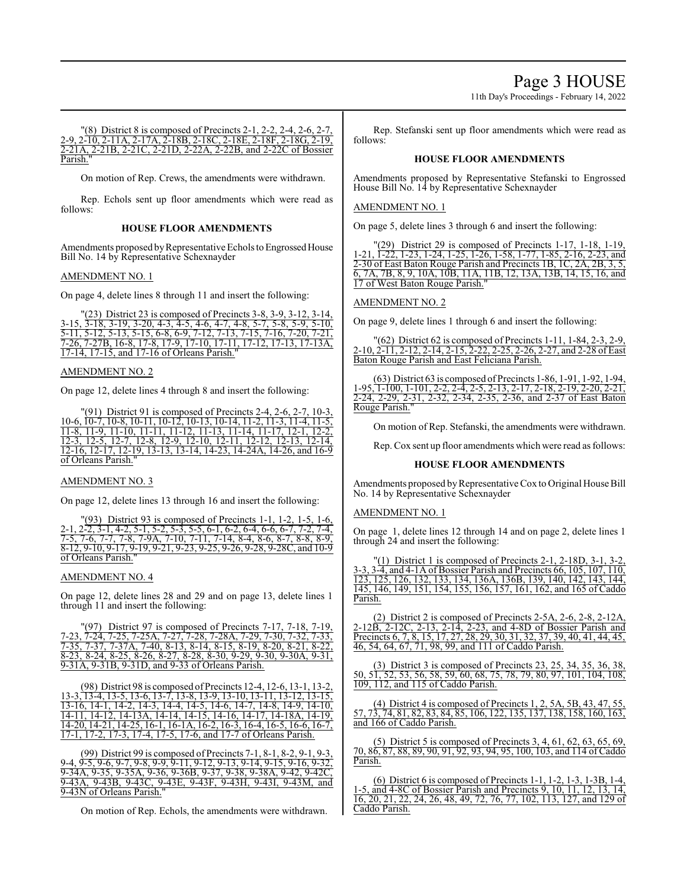"(8) District 8 is composed of Precincts 2-1, 2-2, 2-4, 2-6, 2-7, 2-9, 2-10, 2-11A, 2-17A, 2-18B, 2-18C, 2-18E, 2-18F, 2-18G, 2-19, 2-21A, 2-21B, 2-21C, 2-21D, 2-22A, 2-22B, and 2-22C of Bossier Parish."

On motion of Rep. Crews, the amendments were withdrawn.

Rep. Echols sent up floor amendments which were read as follows:

**HOUSE FLOOR AMENDMENTS**

Amendments proposed by Representative Echols to Engrossed House Bill No. 14 by Representative Schexnayder

AMENDMENT NO. 1

On page 4, delete lines 8 through 11 and insert the following:

"(23) District 23 is composed of Precincts 3-8, 3-9, 3-12, 3-14, 3-15, 3-18, 3-19, 3-20, 4-3, 4-5, 4-6, 4-7, 4-8, 5-7, 5-8, 5-9, 5-10, 5-11, 5-12, 5-13, 5-15, 6-8, 6-9, 7-12, 7-13, 7-15, 7-16, 7-20, 7-21, 7-26, 7-27B, 16-8, 17-8, 17-9, 17-10, 17-11, 17-12, 17-13, 17-13A, 17-14, 17-15, and 17-16 of Orleans Parish."

AMENDMENT NO. 2

On page 12, delete lines 4 through 8 and insert the following:

"(91) District 91 is composed of Precincts 2-4, 2-6, 2-7, 10-3, 10-6, 10-7, 10-8, 10-11, 10-12, 10-13, 10-14, 11-2, 11-3, 11-4, 11-5, 11-8, 11-9, 11-10, 11-11, 11-12, 11-13, 11-14, 11-17, 12-1, 12-2, 12-3, 12-5, 12-7, 12-8, 12-9, 12-10, 12-11, 12-12, 12-13, 12-14, 12-16, 12-17, 12-19, 13-13, 13-14, 14-23, 14-24A, 14-26, and 16-9 of Orleans Parish."

AMENDMENT NO. 3

On page 12, delete lines 13 through 16 and insert the following:

"(93) District 93 is composed of Precincts 1-1, 1-2, 1-5, 1-6, 2-1, 2-2, 3-1, 4-2, 5-1, 5-2, 5-3, 5-5, 6-1, 6-2, 6-4, 6-6, 6-7, 7-2, 7-4, 7-5, 7-6, 7-7, 7-8, 7-9A, 7-10, 7-11, 7-14, 8-4, 8-6, 8-7, 8-8, 8-9, 8-12, 9-10, 9-17, 9-19, 9-21, 9-23, 9-25, 9-26, 9-28, 9-28C, and 10-9 of Orleans Parish."

AMENDMENT NO. 4

On page 12, delete lines 28 and 29 and on page 13, delete lines 1 through 11 and insert the following:

"(97) District 97 is composed of Precincts 7-17, 7-18, 7-19, 7-23, 7-24, 7-25, 7-25A, 7-27, 7-28, 7-28A, 7-29, 7-30, 7-32, 7-33, 7-35, 7-37, 7-37A, 7-40, 8-13, 8-14, 8-15, 8-19, 8-20, 8-21, 8-22, 8-23, 8-24, 8-25, 8-26, 8-27, 8-28, 8-30, 9-29, 9-30, 9-30A, 9-31, 9-31A, 9-31B, 9-31D, and 9-33 of Orleans Parish.

(98) District 98 is composed of Precincts 12-4, 12-6, 13-1, 13-2, 13-3, 13-4, 13-5, 13-6, 13-7, 13-8, 13-9, 13-10, 13-11, 13-12, 13-15, 13-16, 14-1, 14-2, 14-3, 14-4, 14-5, 14-6, 14-7, 14-8, 14-9, 14-10, 14-11, 14-12, 14-13A, 14-14, 14-15, 14-16, 14-17, 14-18A, 14-19, 14-20, 14-21, 14-25, 16-1, 16-1A, 16-2, 16-3, 16-4, 16-5, 16-6, 16-7, 17-1, 17-2, 17-3, 17-4, 17-5, 17-6, and 17-7 of Orleans Parish.

(99) District 99 is composed of Precincts 7-1, 8-1, 8-2, 9-1, 9-3, 9-4, 9-5, 9-6, 9-7, 9-8, 9-9, 9-11, 9-12, 9-13, 9-14, 9-15, 9-16, 9-32, 9-34A, 9-35, 9-35A, 9-36, 9-36B, 9-37, 9-38, 9-38A, 9-42, 9-42C, 9-43A, 9-43B, 9-43C, 9-43E, 9-43F, 9-43H, 9-43I, 9-43M, and 9-43N of Orleans Parish."

On motion of Rep. Echols, the amendments were withdrawn.

Rep. Stefanski sent up floor amendments which were read as follows:

**HOUSE FLOOR AMENDMENTS**

Amendments proposed by Representative Stefanski to Engrossed House Bill No. 14 by Representative Schexnayder

AMENDMENT NO. 1

On page 5, delete lines 3 through 6 and insert the following:

"(29) District 29 is composed of Precincts 1-17, 1-18, 1-19, 1-21, 1-22, 1-23, 1-24, 1-25, 1-26, 1-58, 1-77, 1-85, 2-16, 2-23, and 2-30 of East Baton Rouge Parish and Precincts 1B, 1C, 2A, 2B, 3, 5, 6, 7A, 7B, 8, 9, 10A, 10B, 11A, 11B, 12, 13A, 13B, 14, 15, 16, and 17 of West Baton Rouge Parish."

AMENDMENT NO. 2

On page 9, delete lines 1 through 6 and insert the following:

"(62) District 62 is composed of Precincts 1-11, 1-84, 2-3, 2-9, 2-10, 2-11, 2-12, 2-14, 2-15, 2-22, 2-25, 2-26, 2-27, and 2-28 of East Baton Rouge Parish and East Feliciana Parish.

(63) District 63 is composed of Precincts 1-86, 1-91, 1-92, 1-94, 1-95, 1-100, 1-101, 2-2, 2-4, 2-5, 2-13, 2-17, 2-18, 2-19, 2-20, 2-21, 2-24, 2-29, 2-31, 2-32, 2-34, 2-35, 2-36, and 2-37 of East Baton Rouge Parish."

On motion of Rep. Stefanski, the amendments were withdrawn.

Rep. Cox sent up floor amendments which were read as follows:

**HOUSE FLOOR AMENDMENTS**

Amendments proposed by Representative Cox to Original House Bill No. 14 by Representative Schexnayder

AMENDMENT NO. 1

On page 1, delete lines 12 through 14 and on page 2, delete lines 1 through 24 and insert the following:

"(1) District 1 is composed of Precincts 2-1, 2-18D, 3-1, 3-2, 3-3, 3-4, and 4-1A of Bossier Parish and Precincts 66, 105, 107, 110, 123, 125, 126, 132, 133, 134, 136A, 136B, 139, 140, 142, 143, 144, 145, 146, 149, 151, 154, 155, 156, 157, 161, 162, and 165 of Caddo Parish.

(2) District 2 is composed of Precincts 2-5A, 2-6, 2-8, 2-12A, 2-12B, 2-12C, 2-13, 2-14, 2-23, and 4-8D of Bossier Parish and Precincts 6, 7, 8, 15, 17, 27, 28, 29, 30, 31, 32, 37, 39, 40, 41, 44, 45, 46, 54, 64, 67, 71, 98, 99, and 111 of Caddo Parish.

(3) District 3 is composed of Precincts 23, 25, 34, 35, 36, 38, 50, 51, 52, 53, 56, 58, 59, 60, 68, 75, 78, 79, 80, 97, 101, 104, 108, 109, 112, and 115 of Caddo Parish.

(4) District 4 is composed of Precincts 1, 2, 5A, 5B, 43, 47, 55, 57, 73, 74, 81, 82, 83, 84, 85, 106, 122, 135, 137, 138, 158, 160, 163, and 166 of Caddo Parish.

(5) District 5 is composed of Precincts 3, 4, 61, 62, 63, 65, 69, 70, 86, 87, 88, 89, 90, 91, 92, 93, 94, 95, 100, 103, and 114 of Caddo Parish.

(6) District 6 is composed of Precincts 1-1, 1-2, 1-3, 1-3B, 1-4, 1-5, and 4-8C of Bossier Parish and Precincts 9, 10, 11, 12, 13, 14, 16, 20, 21, 22, 24, 26, 48, 49, 72, 76, 77, 102, 113, 127, and 129 of Caddo Parish.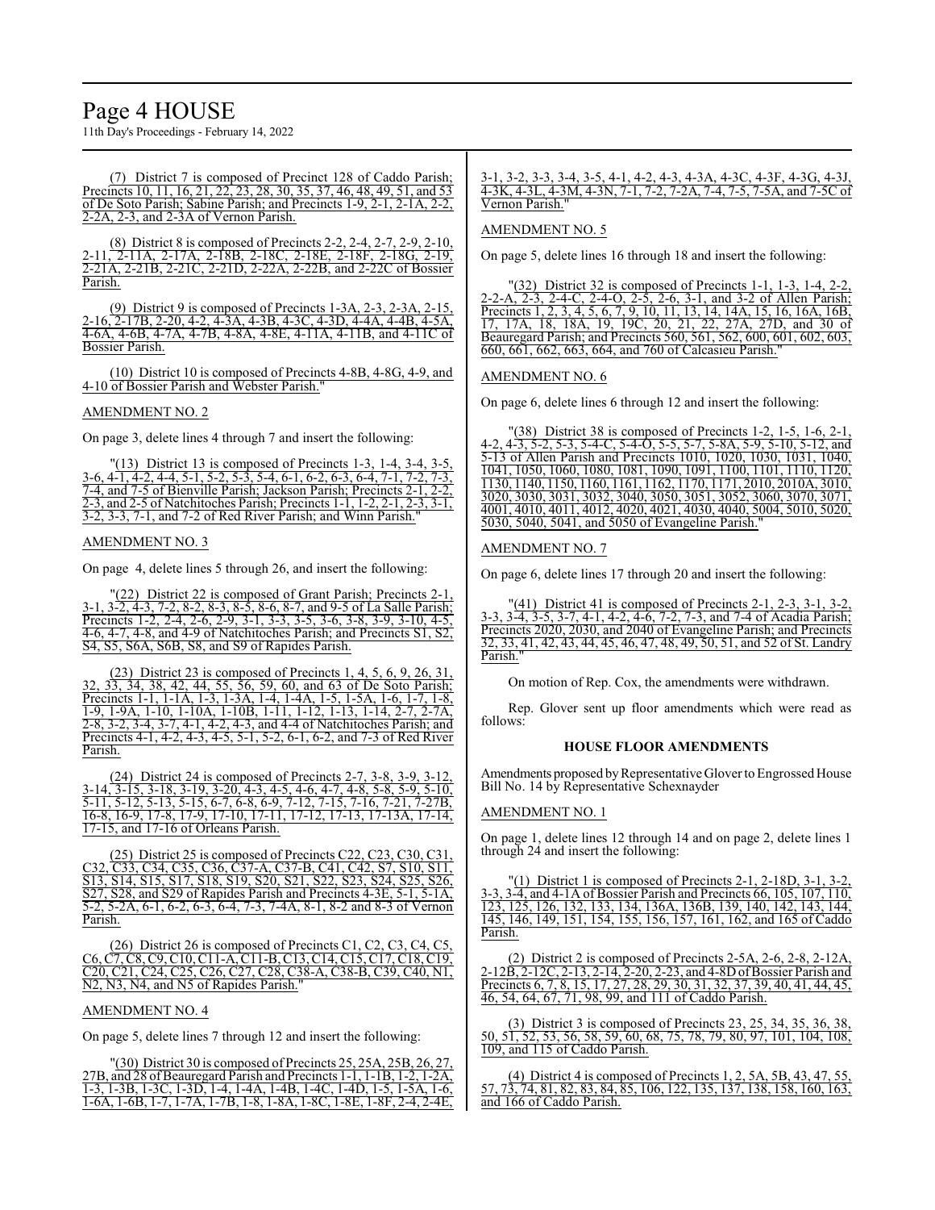(7) District 7 is composed of Precinct 128 of Caddo Parish; Precincts 10, 11, 16, 21, 22, 23, 28, 30, 35, 37, 46, 48, 49, 51, and 53 of De Soto Parish; Sabine Parish; and Precincts 1-9, 2-1, 2-1A, 2-2, 2-2A, 2-3, and 2-3A of Vernon Parish.

(8) District 8 is composed of Precincts 2-2, 2-4, 2-7, 2-9, 2-10, 2-11, 2-11A, 2-17A, 2-18B, 2-18C, 2-18E, 2-18F, 2-18G, 2-19, 2-21A, 2-21B, 2-21C, 2-21D, 2-22A, 2-22B, and 2-22C of Bossier Parish.

(9) District 9 is composed of Precincts 1-3A, 2-3, 2-3A, 2-15, 2-16, 2-17B, 2-20, 4-2, 4-3A, 4-3B, 4-3C, 4-3D, 4-4A, 4-4B, 4-5A, 4-6A, 4-6B, 4-7A, 4-7B, 4-8A, 4-8E, 4-11A, 4-11B, and 4-11C of Bossier Parish.

(10) District 10 is composed of Precincts 4-8B, 4-8G, 4-9, and 4-10 of Bossier Parish and Webster Parish."

AMENDMENT NO. 2

On page 3, delete lines 4 through 7 and insert the following:

"(13) District 13 is composed of Precincts 1-3, 1-4, 3-4, 3-5, 3-6, 4-1, 4-2, 4-4, 5-1, 5-2, 5-3, 5-4, 6-1, 6-2, 6-3, 6-4, 7-1, 7-2, 7-3, 7-4, and 7-5 of Bienville Parish; Jackson Parish; Precincts 2-1, 2-2, 2-3, and 2-5 of Natchitoches Parish; Precincts 1-1, 1-2, 2-1, 2-3, 3-1, 3-2, 3-3, 7-1, and 7-2 of Red River Parish; and Winn Parish."

AMENDMENT NO. 3

On page 4, delete lines 5 through 26, and insert the following:

"(22) District 22 is composed of Grant Parish; Precincts 2-1, 3-1, 3-2, 4-3, 7-2, 8-2, 8-3, 8-5, 8-6, 8-7, and 9-5 of La Salle Parish; Precincts 1-2, 2-4, 2-6, 2-9, 3-1, 3-3, 3-5, 3-6, 3-8, 3-9, 3-10, 4-5, 4-6, 4-7, 4-8, and 4-9 of Natchitoches Parish; and Precincts S1, S2, S4, S5, S6A, S6B, S8, and S9 of Rapides Parish.

(23) District 23 is composed of Precincts 1, 4, 5, 6, 9, 26, 31, 32, 33, 34, 38, 42, 44, 55, 56, 59, 60, and 63 of De Soto Parish; Precincts 1-1, 1-1A, 1-3, 1-3A, 1-4, 1-4A, 1-5, 1-5A, 1-6, 1-7, 1-8, 1-9, 1-9A, 1-10, 1-10A, 1-10B, 1-11, 1-12, 1-13, 1-14, 2-7, 2-7A, 2-8, 3-2, 3-4, 3-7, 4-1, 4-2, 4-3, and 4-4 of Natchitoches Parish; and Precincts 4-1, 4-2, 4-3, 4-5, 5-1, 5-2, 6-1, 6-2, and 7-3 of Red River Parish.

(24) District 24 is composed of Precincts 2-7, 3-8, 3-9, 3-12, 3-14, 3-15, 3-18, 3-19, 3-20, 4-3, 4-5, 4-6, 4-7, 4-8, 5-8, 5-9, 5-10, 5-11, 5-12, 5-13, 5-15, 6-7, 6-8, 6-9, 7-12, 7-15, 7-16, 7-21, 7-27B, 16-8, 16-9, 17-8, 17-9, 17-10, 17-11, 17-12, 17-13, 17-13A, 17-14, 17-15, and 17-16 of Orleans Parish.

(25) District 25 is composed of Precincts C22, C23, C30, C31, C32, C33, C34, C35, C36, C37-A, C37-B, C41, C42, S7, S10, S11, S13, S14, S15, S17, S18, S19, S20, S21, S22, S23, S24, S25, S26, S27, S28, and S29 of Rapides Parish and Precincts 4-3E, 5-1, 5-1A, 5-2, 5-2A, 6-1, 6-2, 6-3, 6-4, 7-3, 7-4A, 8-1, 8-2 and 8-3 of Vernon Parish.

(26) District 26 is composed of Precincts C1, C2, C3, C4, C5, C6, C7, C8, C9, C10, C11-A, C11-B, C13, C14, C15, C17, C18, C19, C20, C21, C24, C25, C26, C27, C28, C38-A, C38-B, C39, C40, N1, N2, N3, N4, and N5 of Rapides Parish."

AMENDMENT NO. 4

On page 5, delete lines 7 through 12 and insert the following:

"(30) District 30 is composed of Precincts 25, 25A, 25B, 26, 27, 27B, and 28 of Beauregard Parish and Precincts 1-1, 1-1B, 1-2, 1-2A, 1-3, 1-3B, 1-3C, 1-3D, 1-4, 1-4A, 1-4B, 1-4C, 1-4D, 1-5, 1-5A, 1-6, 1-6A, 1-6B, 1-7, 1-7A, 1-7B, 1-8, 1-8A, 1-8C, 1-8E, 1-8F, 2-4, 2-4E, 3-1, 3-2, 3-3, 3-4, 3-5, 4-1, 4-2, 4-3, 4-3A, 4-3C, 4-3F, 4-3G, 4-3J, 4-3K, 4-3L, 4-3M, 4-3N, 7-1, 7-2, 7-2A, 7-4, 7-5, 7-5A, and 7-5C of Vernon Parish."

AMENDMENT NO. 5

On page 5, delete lines 16 through 18 and insert the following:

"(32) District 32 is composed of Precincts 1-1, 1-3, 1-4, 2-2, 2-2-A, 2-3, 2-4-C, 2-4-O, 2-5, 2-6, 3-1, and 3-2 of Allen Parish; Precincts 1, 2, 3, 4, 5, 6, 7, 9, 10, 11, 13, 14, 14A, 15, 16, 16A, 16B, 17, 17A, 18, 18A, 19, 19C, 20, 21, 22, 27A, 27D, and 30 of Beauregard Parish; and Precincts 560, 561, 562, 600, 601, 602, 603, 660, 661, 662, 663, 664, and 760 of Calcasieu Parish."

AMENDMENT NO. 6

On page 6, delete lines 6 through 12 and insert the following:

"(38) District 38 is composed of Precincts 1-2, 1-5, 1-6, 2-1, 4-2, 4-3, 5-2, 5-3, 5-4-C, 5-4-O, 5-5, 5-7, 5-8A, 5-9, 5-10, 5-12, and 5-13 of Allen Parish and Precincts 1010, 1020, 1030, 1031, 1040, 1041, 1050, 1060, 1080, 1081, 1090, 1091, 1100, 1101, 1110, 1120, 1130, 1140, 1150, 1160, 1161, 1162, 1170, 1171, 2010, 2010A, 3010, 3020, 3030, 3031, 3032, 3040, 3050, 3051, 3052, 3060, 3070, 3071, 4001, 4010, 4011, 4012, 4020, 4021, 4030, 4040, 5004, 5010, 5020, 5030, 5040, 5041, and 5050 of Evangeline Parish."

AMENDMENT NO. 7

On page 6, delete lines 17 through 20 and insert the following:

"(41) District 41 is composed of Precincts 2-1, 2-3, 3-1, 3-2, 3-3, 3-4, 3-5, 3-7, 4-1, 4-2, 4-6, 7-2, 7-3, and 7-4 of Acadia Parish; Precincts 2020, 2030, and 2040 of Evangeline Parish; and Precincts 32, 33, 41, 42, 43, 44, 45, 46, 47, 48, 49, 50, 51, and 52 of St. Landry Parish."

On motion of Rep. Cox, the amendments were withdrawn.

Rep. Glover sent up floor amendments which were read as follows:

**HOUSE FLOOR AMENDMENTS**

Amendments proposed by Representative Glover to Engrossed House Bill No. 14 by Representative Schexnayder

AMENDMENT NO. 1

On page 1, delete lines 12 through 14 and on page 2, delete lines 1 through 24 and insert the following:

"(1) District 1 is composed of Precincts 2-1, 2-18D, 3-1, 3-2, 3-3, 3-4, and 4-1A of Bossier Parish and Precincts 66, 105, 107, 110, 123, 125, 126, 132, 133, 134, 136A, 136B, 139, 140, 142, 143, 144, 145, 146, 149, 151, 154, 155, 156, 157, 161, 162, and 165 of Caddo Parish.

(2) District 2 is composed of Precincts 2-5A, 2-6, 2-8, 2-12A, 2-12B, 2-12C, 2-13, 2-14, 2-20, 2-23, and 4-8D of Bossier Parish and Precincts 6, 7, 8, 15, 17, 27, 28, 29, 30, 31, 32, 37, 39, 40, 41, 44, 45, 46, 54, 64, 67, 71, 98, 99, and 111 of Caddo Parish.

(3) District 3 is composed of Precincts 23, 25, 34, 35, 36, 38, 50, 51, 52, 53, 56, 58, 59, 60, 68, 75, 78, 79, 80, 97, 101, 104, 108, 109, and 115 of Caddo Parish.

(4) District 4 is composed of Precincts 1, 2, 5A, 5B, 43, 47, 55, 57, 73, 74, 81, 82, 83, 84, 85, 106, 122, 135, 137, 138, 158, 160, 163, and 166 of Caddo Parish.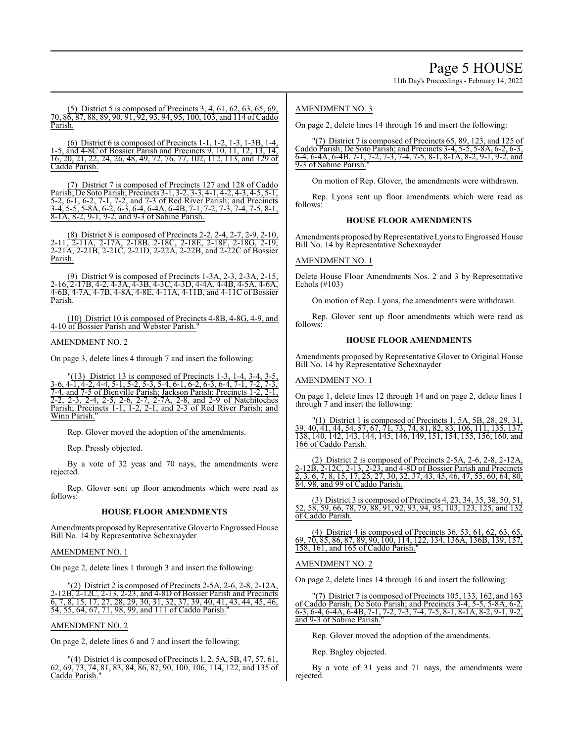(5) District 5 is composed of Precincts 3, 4, 61, 62, 63, 65, 69, 70, 86, 87, 88, 89, 90, 91, 92, 93, 94, 95, 100, 103, and 114 of Caddo Parish.

(6) District 6 is composed of Precincts 1-1, 1-2, 1-3, 1-3B, 1-4, 1-5, and 4-8C of Bossier Parish and Precincts 9, 10, 11, 12, 13, 14, 16, 20, 21, 22, 24, 26, 48, 49, 72, 76, 77, 102, 112, 113, and 129 of Caddo Parish.

(7) District 7 is composed of Precincts 127 and 128 of Caddo Parish; De Soto Parish; Precincts 3-1, 3-2, 3-3, 4-1, 4-2, 4-3, 4-5, 5-1, 5-2, 6-1, 6-2, 7-1, 7-2, and 7-3 of Red River Parish; and Precincts 3-4, 5-5, 5-8A, 6-2, 6-3, 6-4, 6-4A, 6-4B, 7-1, 7-2, 7-3, 7-4, 7-5, 8-1, 8-1A, 8-2, 9-1, 9-2, and 9-3 of Sabine Parish.

(8) District 8 is composed of Precincts 2-2, 2-4, 2-7, 2-9, 2-10, 2-11, 2-11A, 2-17A, 2-18B, 2-18C, 2-18E, 2-18F, 2-18G, 2-19, 2-21A, 2-21B, 2-21C, 2-21D, 2-22A, 2-22B, and 2-22C of Bossier Parish.

(9) District 9 is composed of Precincts 1-3A, 2-3, 2-3A, 2-15, 2-16, 2-17B, 4-2, 4-3A, 4-3B, 4-3C, 4-3D, 4-4A, 4-4B, 4-5A, 4-6A, 4-6B, 4-7A, 4-7B, 4-8A, 4-8E, 4-11A, 4-11B, and 4-11C of Bossier Parish.

(10) District 10 is composed of Precincts 4-8B, 4-8G, 4-9, and 4-10 of Bossier Parish and Webster Parish."

AMENDMENT NO. 2

On page 3, delete lines 4 through 7 and insert the following:

"(13) District 13 is composed of Precincts 1-3, 1-4, 3-4, 3-5, 3-6, 4-1, 4-2, 4-4, 5-1, 5-2, 5-3, 5-4, 6-1, 6-2, 6-3, 6-4, 7-1, 7-2, 7-3, 7-4, and 7-5 of Bienville Parish; Jackson Parish; Precincts 1-2, 2-1, 2-2, 2-3, 2-4, 2-5, 2-6, 2-7, 2-7A, 2-8, and 2-9 of Natchitoches Parish; Precincts 1-1, 1-2, 2-1, and 2-3 of Red River Parish; and Winn Parish."

Rep. Glover moved the adoption of the amendments.

Rep. Pressly objected.

By a vote of 32 yeas and 70 nays, the amendments were rejected.

Rep. Glover sent up floor amendments which were read as follows:

### HOUSE FLOOR AMENDMENTS

Amendments proposed by Representative Glover to Engrossed House Bill No. 14 by Representative Schexnayder

AMENDMENT NO. 1

On page 2, delete lines 1 through 3 and insert the following:

"(2) District 2 is composed of Precincts 2-5A, 2-6, 2-8, 2-12A, 2-12B, 2-12C, 2-13, 2-23, and 4-8D of Bossier Parish and Precincts 6, 7, 8, 15, 17, 27, 28, 29, 30, 31, 32, 37, 39, 40, 41, 43, 44, 45, 46, 54, 55, 64, 67, 71, 98, 99, and 111 of Caddo Parish."

AMENDMENT NO. 2

On page 2, delete lines 6 and 7 and insert the following:

"(4) District 4 is composed of Precincts 1, 2, 5A, 5B, 47, 57, 61, 62, 69, 73, 74, 81, 83, 84, 86, 87, 90, 100, 106, 114, 122, and 135 of Caddo Parish."

AMENDMENT NO. 3

On page 2, delete lines 14 through 16 and insert the following:

"(7) District 7 is composed of Precincts 65, 89, 123, and 125 of Caddo Parish; De Soto Parish; and Precincts 3-4, 5-5, 5-8A, 6-2, 6-3, 6-4, 6-4A, 6-4B, 7-1, 7-2, 7-3, 7-4, 7-5, 8-1, 8-1A, 8-2, 9-1, 9-2, and 9-3 of Sabine Parish."

On motion of Rep. Glover, the amendments were withdrawn.

Rep. Lyons sent up floor amendments which were read as follows:

### HOUSE FLOOR AMENDMENTS

Amendments proposed by Representative Lyons to Engrossed House Bill No. 14 by Representative Schexnayder

AMENDMENT NO. 1

Delete House Floor Amendments Nos. 2 and 3 by Representative Echols (#103)

On motion of Rep. Lyons, the amendments were withdrawn.

Rep. Glover sent up floor amendments which were read as follows:

### HOUSE FLOOR AMENDMENTS

Amendments proposed by Representative Glover to Original House Bill No. 14 by Representative Schexnayder

AMENDMENT NO. 1

On page 1, delete lines 12 through 14 and on page 2, delete lines 1 through 7 and insert the following:

"(1) District 1 is composed of Precincts 1, 5A, 5B, 28, 29, 31, 39, 40, 41, 44, 54, 57, 67, 71, 73, 74, 81, 82, 83, 106, 111, 135, 137, 138, 140, 142, 143, 144, 145, 146, 149, 151, 154, 155, 156, 160, and 166 of Caddo Parish.

(2) District 2 is composed of Precincts 2-5A, 2-6, 2-8, 2-12A, 2-12B, 2-12C, 2-13, 2-23, and 4-8D of Bossier Parish and Precincts 2, 3, 6, 7, 8, 15, 17, 25, 27, 30, 32, 37, 43, 45, 46, 47, 55, 60, 64, 80, 84, 98, and 99 of Caddo Parish.

(3) District 3 is composed of Precincts 4, 23, 34, 35, 38, 50, 51, 52, 58, 59, 66, 78, 79, 88, 91, 92, 93, 94, 95, 103, 123, 125, and 132 of Caddo Parish.

(4) District 4 is composed of Precincts 36, 53, 61, 62, 63, 65, 69, 70, 85, 86, 87, 89, 90, 100, 114, 122, 134, 136A, 136B, 139, 157, 158, 161, and 165 of Caddo Parish."

AMENDMENT NO. 2

On page 2, delete lines 14 through 16 and insert the following:

"(7) District 7 is composed of Precincts 105, 133, 162, and 163 of Caddo Parish; De Soto Parish; and Precincts 3-4, 5-5, 5-8A, 6-2, 6-3, 6-4, 6-4A, 6-4B, 7-1, 7-2, 7-3, 7-4, 7-5, 8-1, 8-1A, 8-2, 9-1, 9-2, and 9-3 of Sabine Parish."

Rep. Glover moved the adoption of the amendments.

Rep. Bagley objected.

By a vote of 31 yeas and 71 nays, the amendments were rejected.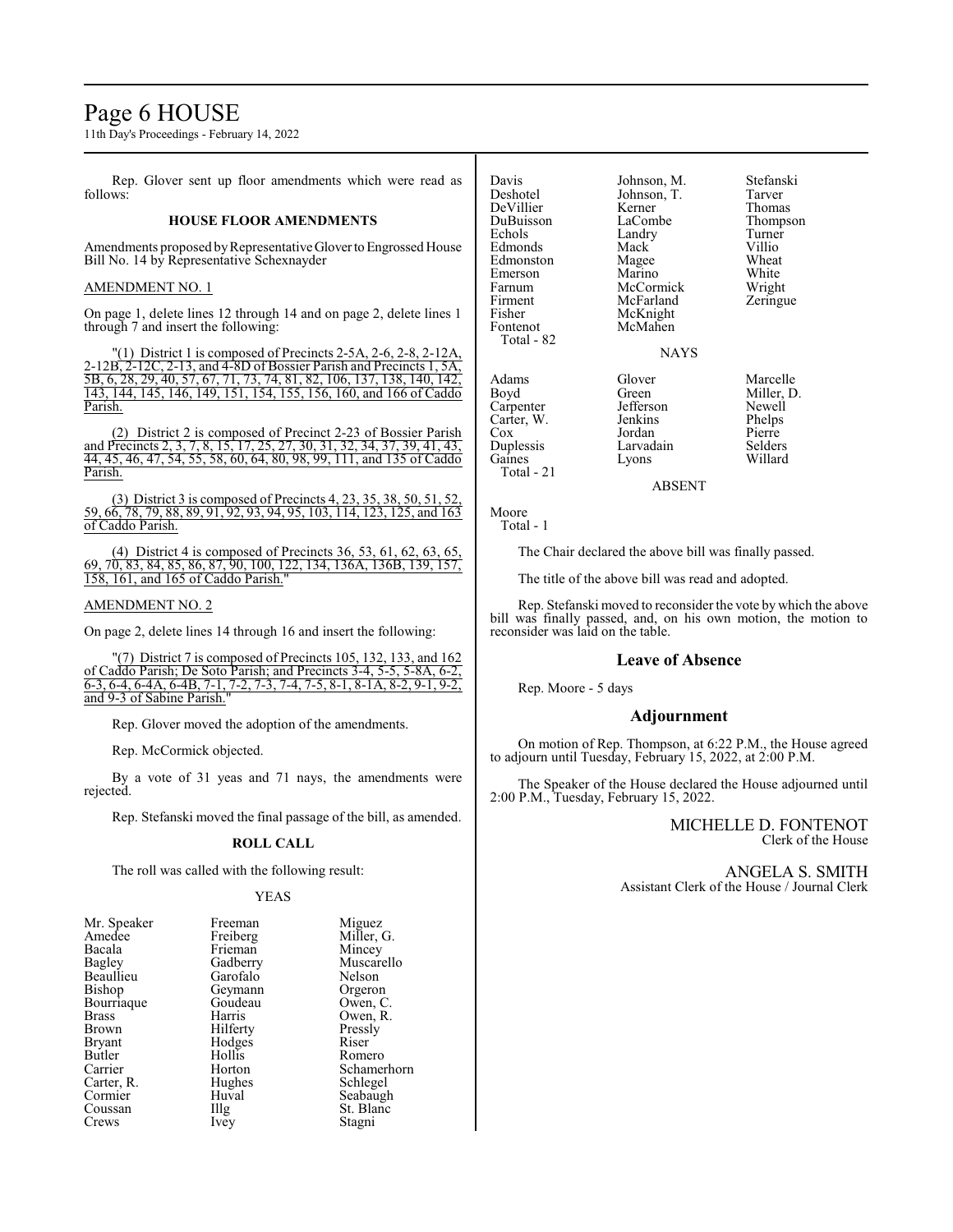Rep. Glover sent up floor amendments which were read as follows:

### HOUSE FLOOR AMENDMENTS

Amendments proposed by Representative Glover to Engrossed House Bill No. 14 by Representative Schexnayder

AMENDMENT NO. 1

On page 1, delete lines 12 through 14 and on page 2, delete lines 1 through 7 and insert the following:

"(1) District 1 is composed of Precincts 2-5A, 2-6, 2-8, 2-12A, 2-12B, 2-12C, 2-13, and 4-8D of Bossier Parish and Precincts 1, 5A, 5B, 6, 28, 29, 40, 57, 67, 71, 73, 74, 81, 82, 106, 137, 138, 140, 142, 143, 144, 145, 146, 149, 151, 154, 155, 156, 160, and 166 of Caddo Parish.

(2) District 2 is composed of Precinct 2-23 of Bossier Parish and Precincts 2, 3, 7, 8, 15, 17, 25, 27, 30, 31, 32, 34, 37, 39, 41, 43, 44, 45, 46, 47, 54, 55, 58, 60, 64, 80, 98, 99, 111, and 135 of Caddo Parish.

(3) District 3 is composed of Precincts 4, 23, 35, 38, 50, 51, 52, 59, 66, 78, 79, 88, 89, 91, 92, 93, 94, 95, 103, 114, 123, 125, and 163 of Caddo Parish.

(4) District 4 is composed of Precincts 36, 53, 61, 62, 63, 65, 69, 70, 83, 84, 85, 86, 87, 90, 100, 122, 134, 136A, 136B, 139, 157, 158, 161, and 165 of Caddo Parish."

AMENDMENT NO. 2

On page 2, delete lines 14 through 16 and insert the following:

"(7) District 7 is composed of Precincts 105, 132, 133, and 162 of Caddo Parish; De Soto Parish; and Precincts 3-4, 5-5, 5-8A, 6-2, 6-3, 6-4, 6-4A, 6-4B, 7-1, 7-2, 7-3, 7-4, 7-5, 8-1, 8-1A, 8-2, 9-1, 9-2, and 9-3 of Sabine Parish."

Rep. Glover moved the adoption of the amendments.

Rep. McCormick objected.

By a vote of 31 yeas and 71 nays, the amendments were rejected.

Rep. Stefanski moved the final passage of the bill, as amended.

**ROLL CALL**

The roll was called with the following result:

YEAS

| | | |
|---|---|---|
| Mr. Speaker | Freeman | Miguez |
| Amedee | Freiberg | Miller, G. |
| Bacala | Frieman | Mincey |
| Bagley | Gadberry | Muscarello |
| Beaullieu | Garofalo | Nelson |
| Bishop | Geymann | Orgeron |
| Bourriaque | Goudeau | Owen, C. |
| Brass | Harris | Owen, R. |
| Brown | Hilferty | Pressly |
| Bryant | Hodges | Riser |
| Butler | Hollis | Romero |
| Carrier | Horton | Schamerhorn |
| Carter, R. | Hughes | Schlegel |
| Cormier | Huval | Seabaugh |
| Coussan | Illg | St. Blanc |
| Crews | Ivey | Stagni |
| Davis | Johnson, M. | Stefanski |
| Deshotel | Johnson, T. | Tarver |
| DeVillier | Kerner | Thomas |
| DuBuisson | LaCombe | Thompson |
| Echols | Landry | Turner |
| Edmonds | Mack | Villio |
| Edmonston | Magee | Wheat |
| Emerson | Marino | White |
| Farnum | McCormick | Wright |
| Firment | McFarland | Zeringue |
| Fisher | McKnight | |
| Fontenot | McMahen | |

Total - 82

NAYS

| | | |
|---|---|---|
| Adams | Glover | Marcelle |
| Boyd | Green | Miller, D. |
| Carpenter | Jefferson | Newell |
| Carter, W. | Jenkins | Phelps |
| Cox | Jordan | Pierre |
| Duplessis | Larvadain | Selders |
| Gaines | Lyons | Willard |

Total - 21

ABSENT

Moore

Total - 1

The Chair declared the above bill was finally passed.

The title of the above bill was read and adopted.

Rep. Stefanski moved to reconsider the vote by which the above bill was finally passed, and, on his own motion, the motion to reconsider was laid on the table.

## Leave of Absence

Rep. Moore - 5 days

## Adjournment

On motion of Rep. Thompson, at 6:22 P.M., the House agreed to adjourn until Tuesday, February 15, 2022, at 2:00 P.M.

The Speaker of the House declared the House adjourned until 2:00 P.M., Tuesday, February 15, 2022.

MICHELLE D. FONTENOT
Clerk of the House

ANGELA S. SMITH
Assistant Clerk of the House / Journal Clerk